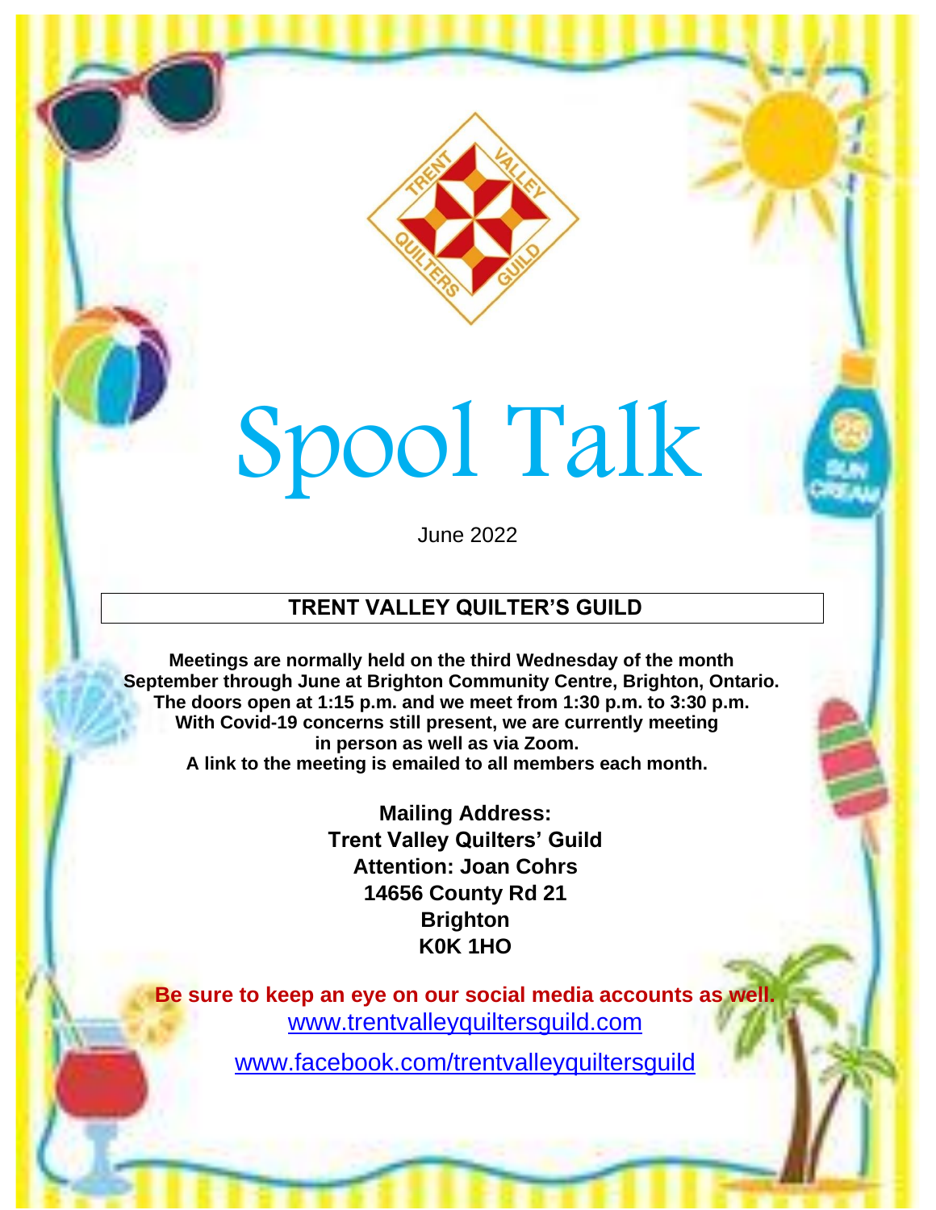# Spool Talk

June 2022

## TRENT VALLEY QUILTER'S GUILD

**Meetings are normally held on the third Wednesday of the month September through June at Brighton Community Centre, Brighton, Ontario. The doors open at 1:15 p.m. and we meet from 1:30 p.m. to 3:30 p.m. With Covid-19 concerns still present, we are currently meeting in person as well as via Zoom. A link to the meeting is emailed to all members each month.**

**Mailing Address:**
**Trent Valley Quilters' Guild**
**Attention: Joan Cohrs**
**14656 County Rd 21**
**Brighton**
**K0K 1HO**

**Be sure to keep an eye on our social media accounts as well.**

www.trentvalleyquiltersguild.com

www.facebook.com/trentvalleyquiltersguild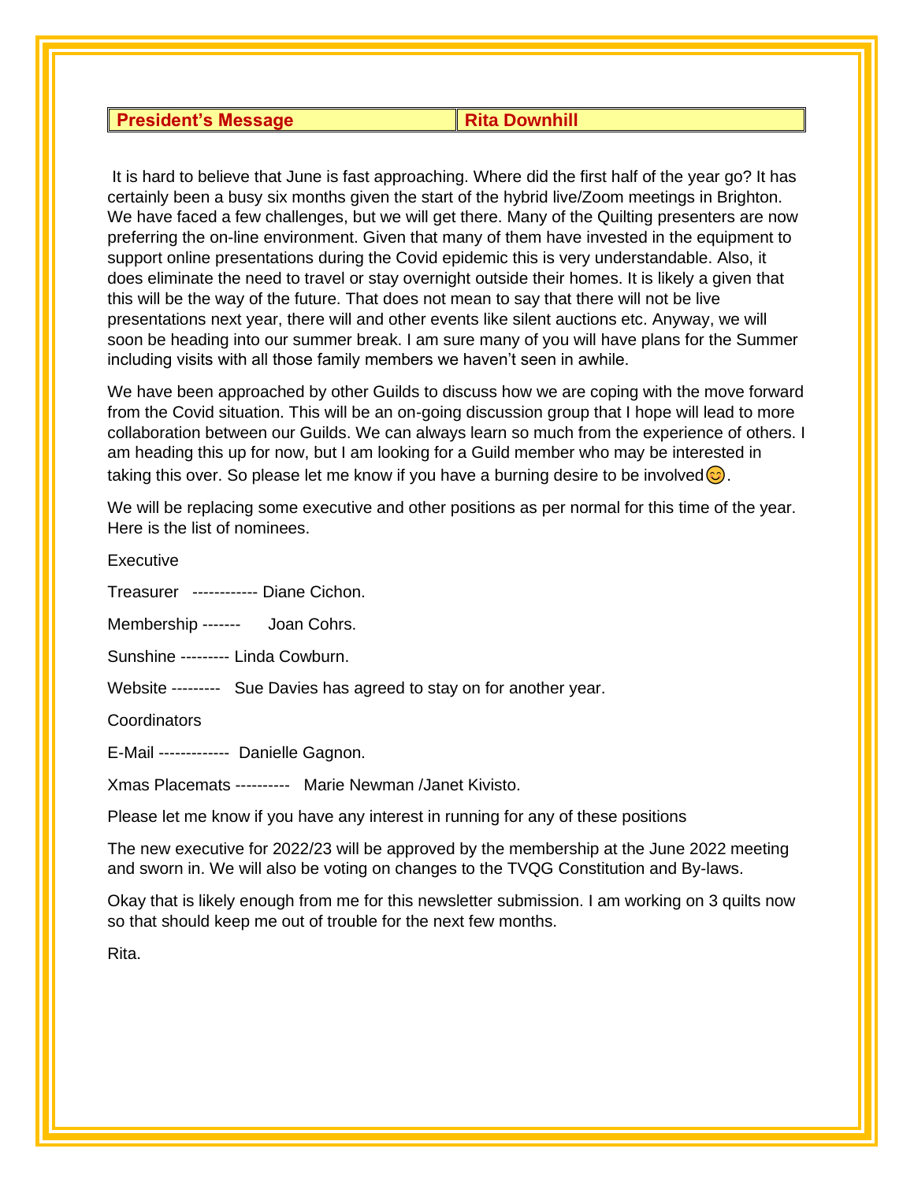## President's Message — Rita Downhill

It is hard to believe that June is fast approaching. Where did the first half of the year go? It has certainly been a busy six months given the start of the hybrid live/Zoom meetings in Brighton. We have faced a few challenges, but we will get there. Many of the Quilting presenters are now preferring the on-line environment. Given that many of them have invested in the equipment to support online presentations during the Covid epidemic this is very understandable. Also, it does eliminate the need to travel or stay overnight outside their homes. It is likely a given that this will be the way of the future. That does not mean to say that there will not be live presentations next year, there will and other events like silent auctions etc. Anyway, we will soon be heading into our summer break. I am sure many of you will have plans for the Summer including visits with all those family members we haven't seen in awhile.

We have been approached by other Guilds to discuss how we are coping with the move forward from the Covid situation. This will be an on-going discussion group that I hope will lead to more collaboration between our Guilds. We can always learn so much from the experience of others. I am heading this up for now, but I am looking for a Guild member who may be interested in taking this over. So please let me know if you have a burning desire to be involved😊.

We will be replacing some executive and other positions as per normal for this time of the year. Here is the list of nominees.

Executive

Treasurer ------------ Diane Cichon.

Membership ------- Joan Cohrs.

Sunshine --------- Linda Cowburn.

Website --------- Sue Davies has agreed to stay on for another year.

Coordinators

E-Mail ------------- Danielle Gagnon.

Xmas Placemats ---------- Marie Newman /Janet Kivisto.

Please let me know if you have any interest in running for any of these positions

The new executive for 2022/23 will be approved by the membership at the June 2022 meeting and sworn in. We will also be voting on changes to the TVQG Constitution and By-laws.

Okay that is likely enough from me for this newsletter submission. I am working on 3 quilts now so that should keep me out of trouble for the next few months.

Rita.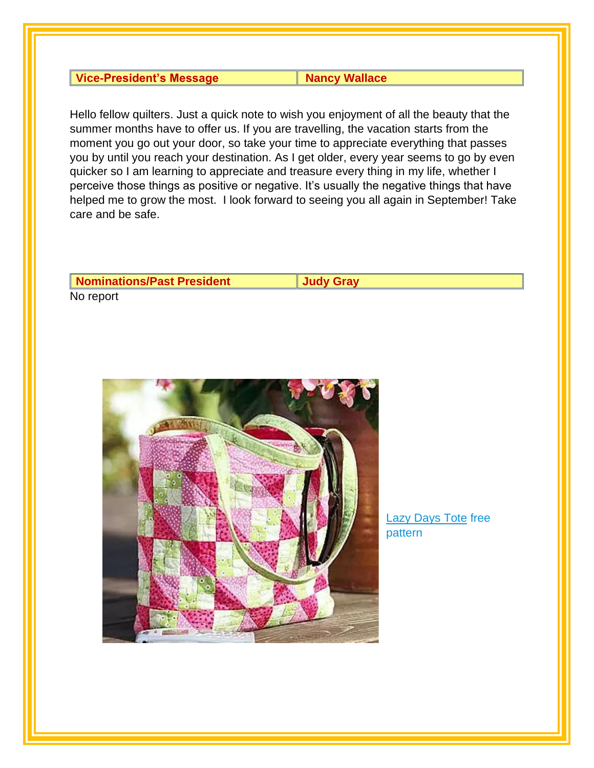| Vice-President's Message | Nancy Wallace |
|---|---|

Hello fellow quilters. Just a quick note to wish you enjoyment of all the beauty that the summer months have to offer us. If you are travelling, the vacation starts from the moment you go out your door, so take your time to appreciate everything that passes you by until you reach your destination. As I get older, every year seems to go by even quicker so I am learning to appreciate and treasure every thing in my life, whether I perceive those things as positive or negative. It's usually the negative things that have helped me to grow the most. I look forward to seeing you all again in September! Take care and be safe.

| Nominations/Past President | Judy Gray |
|---|---|

No report

Lazy Days Tote free pattern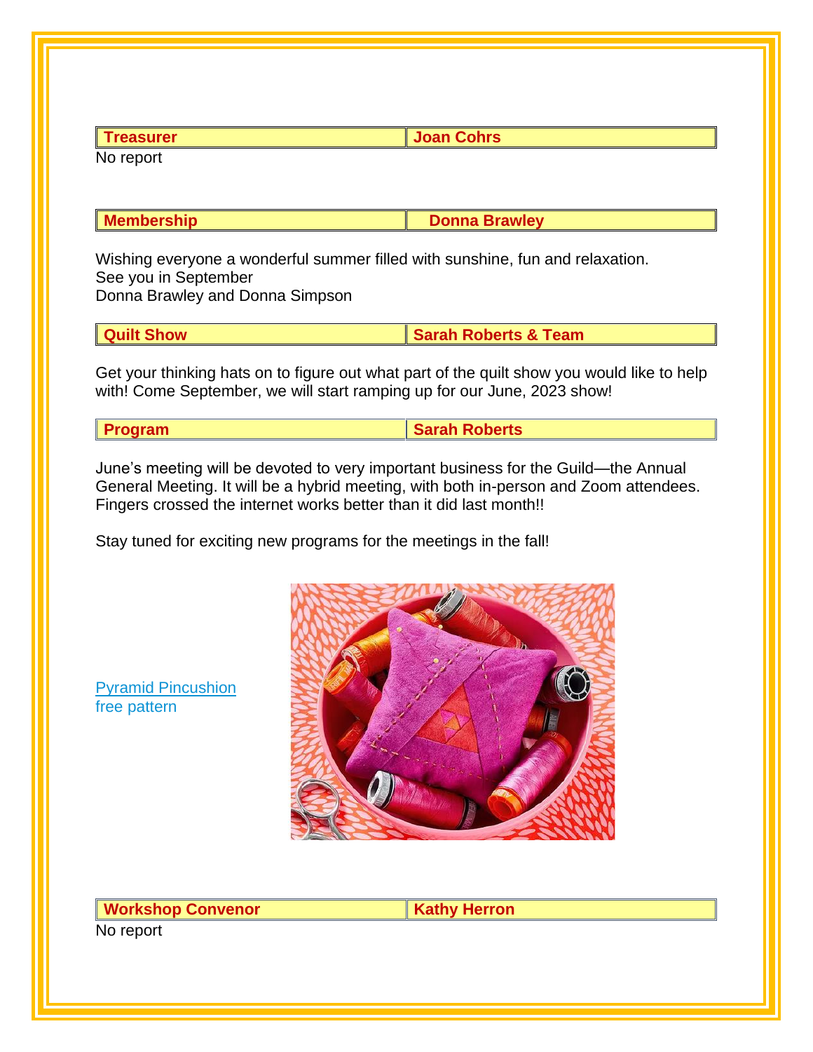| Treasurer | Joan Cohrs |
| --- | --- |

No report

| Membership | Donna Brawley |
| --- | --- |

Wishing everyone a wonderful summer filled with sunshine, fun and relaxation.
See you in September
Donna Brawley and Donna Simpson

| Quilt Show | Sarah Roberts & Team |
| --- | --- |

Get your thinking hats on to figure out what part of the quilt show you would like to help with! Come September, we will start ramping up for our June, 2023 show!

| Program | Sarah Roberts |
| --- | --- |

June's meeting will be devoted to very important business for the Guild—the Annual General Meeting. It will be a hybrid meeting, with both in-person and Zoom attendees. Fingers crossed the internet works better than it did last month!!

Stay tuned for exciting new programs for the meetings in the fall!

Pyramid Pincushion
free pattern

| Workshop Convenor | Kathy Herron |
| --- | --- |

No report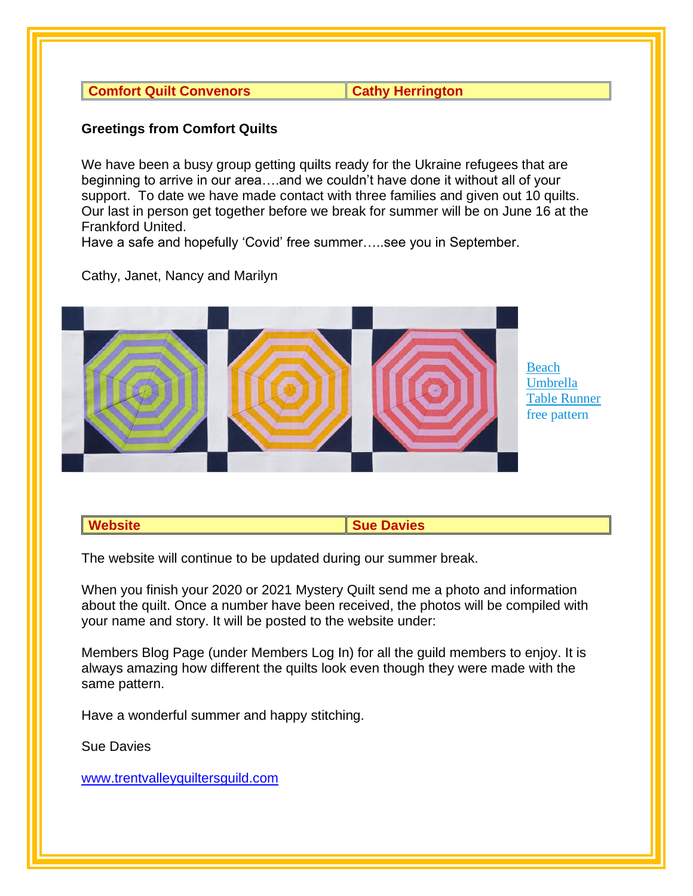| Comfort Quilt Convenors | Cathy Herrington |
| --- | --- |

**Greetings from Comfort Quilts**

We have been a busy group getting quilts ready for the Ukraine refugees that are beginning to arrive in our area….and we couldn't have done it without all of your support. To date we have made contact with three families and given out 10 quilts. Our last in person get together before we break for summer will be on June 16 at the Frankford United.
Have a safe and hopefully 'Covid' free summer…..see you in September.

Cathy, Janet, Nancy and Marilyn

Beach Umbrella Table Runner free pattern

| Website | Sue Davies |
| --- | --- |

The website will continue to be updated during our summer break.

When you finish your 2020 or 2021 Mystery Quilt send me a photo and information about the quilt. Once a number have been received, the photos will be compiled with your name and story. It will be posted to the website under:

Members Blog Page (under Members Log In) for all the guild members to enjoy. It is always amazing how different the quilts look even though they were made with the same pattern.

Have a wonderful summer and happy stitching.

Sue Davies

www.trentvalleyquiltersguild.com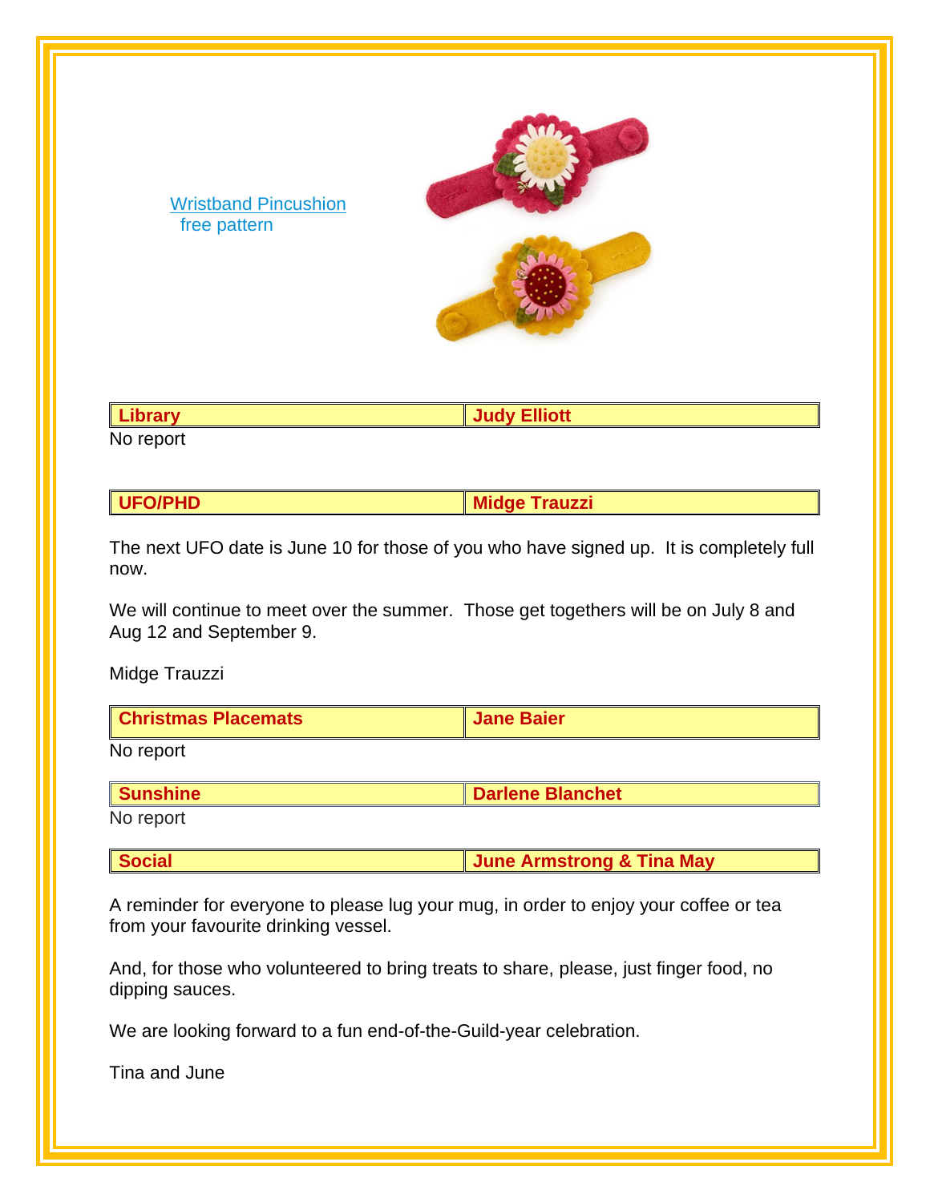Wristband Pincushion
free pattern

| Library | Judy Elliott |
|---|---|

No report

| UFO/PHD | Midge Trauzzi |
|---|---|

The next UFO date is June 10 for those of you who have signed up. It is completely full now.

We will continue to meet over the summer. Those get togethers will be on July 8 and Aug 12 and September 9.

Midge Trauzzi

| Christmas Placemats | Jane Baier |
|---|---|

No report

| Sunshine | Darlene Blanchet |
|---|---|

No report

| Social | June Armstrong & Tina May |
|---|---|

A reminder for everyone to please lug your mug, in order to enjoy your coffee or tea from your favourite drinking vessel.

And, for those who volunteered to bring treats to share, please, just finger food, no dipping sauces.

We are looking forward to a fun end-of-the-Guild-year celebration.

Tina and June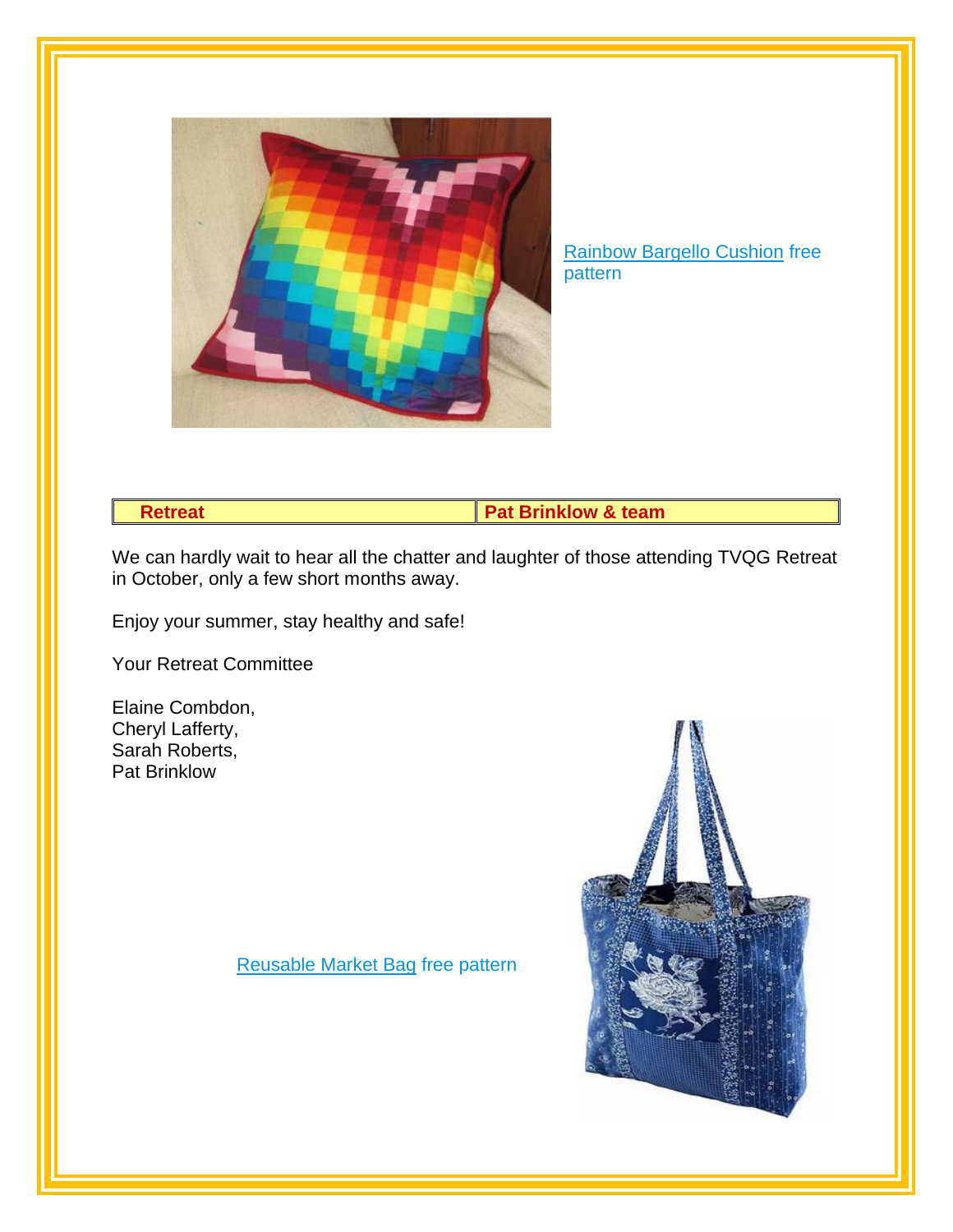Rainbow Bargello Cushion free pattern

| Retreat | Pat Brinklow & team |
| --- | --- |

We can hardly wait to hear all the chatter and laughter of those attending TVQG Retreat in October, only a few short months away.

Enjoy your summer, stay healthy and safe!

Your Retreat Committee

Elaine Combdon,
Cheryl Lafferty,
Sarah Roberts,
Pat Brinklow

Reusable Market Bag free pattern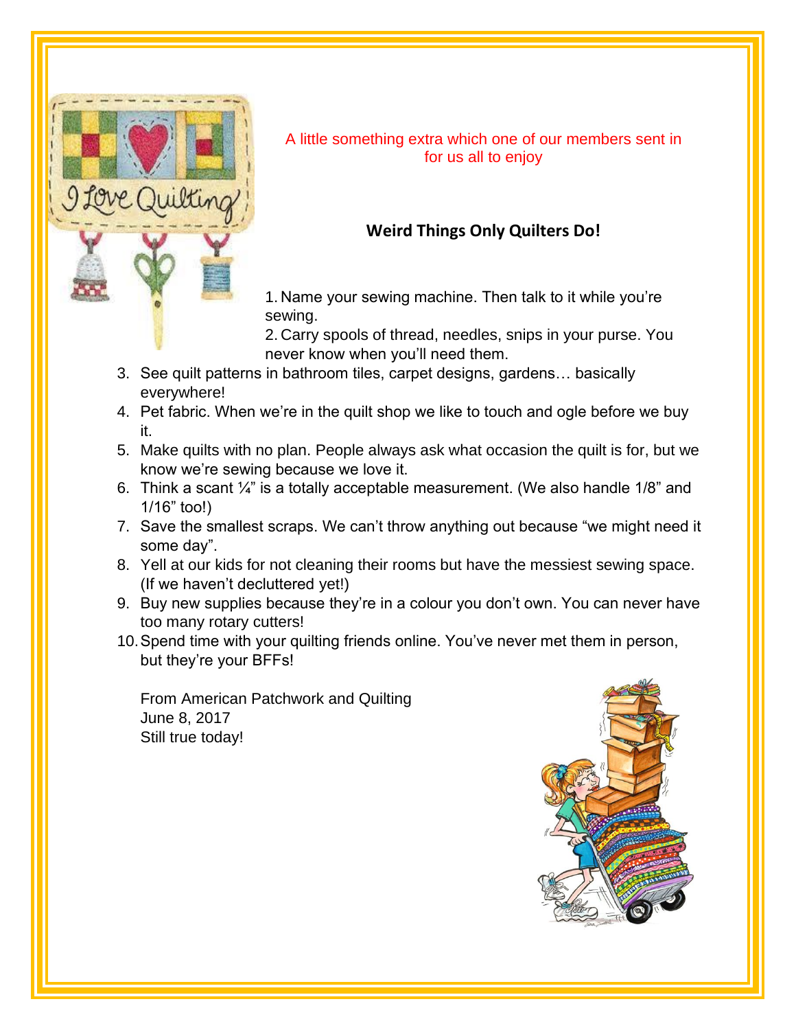A little something extra which one of our members sent in for us all to enjoy

**Weird Things Only Quilters Do!**

1. Name your sewing machine. Then talk to it while you're sewing.
2. Carry spools of thread, needles, snips in your purse. You never know when you'll need them.
3. See quilt patterns in bathroom tiles, carpet designs, gardens… basically everywhere!
4. Pet fabric. When we're in the quilt shop we like to touch and ogle before we buy it.
5. Make quilts with no plan. People always ask what occasion the quilt is for, but we know we're sewing because we love it.
6. Think a scant ¼" is a totally acceptable measurement. (We also handle 1/8" and 1/16" too!)
7. Save the smallest scraps. We can't throw anything out because "we might need it some day".
8. Yell at our kids for not cleaning their rooms but have the messiest sewing space. (If we haven't decluttered yet!)
9. Buy new supplies because they're in a colour you don't own. You can never have too many rotary cutters!
10. Spend time with your quilting friends online. You've never met them in person, but they're your BFFs!

From American Patchwork and Quilting
June 8, 2017
Still true today!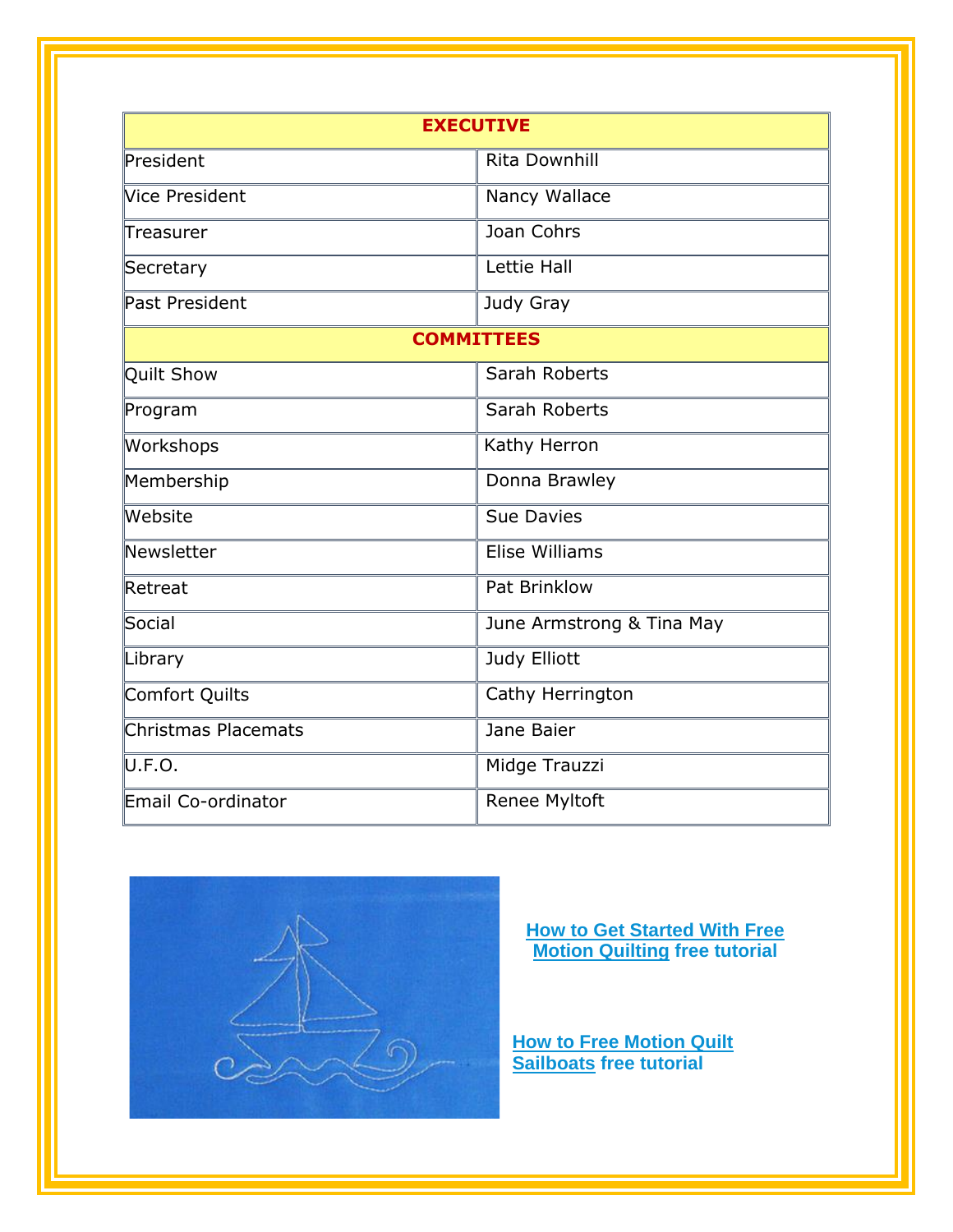| EXECUTIVE | |
|---|---|
| President | Rita Downhill |
| Vice President | Nancy Wallace |
| Treasurer | Joan Cohrs |
| Secretary | Lettie Hall |
| Past President | Judy Gray |
| **COMMITTEES** | |
| Quilt Show | Sarah Roberts |
| Program | Sarah Roberts |
| Workshops | Kathy Herron |
| Membership | Donna Brawley |
| Website | Sue Davies |
| Newsletter | Elise Williams |
| Retreat | Pat Brinklow |
| Social | June Armstrong & Tina May |
| Library | Judy Elliott |
| Comfort Quilts | Cathy Herrington |
| Christmas Placemats | Jane Baier |
| U.F.O. | Midge Trauzzi |
| Email Co-ordinator | Renee Myltoft |

**How to Get Started With Free Motion Quilting free tutorial**

**How to Free Motion Quilt Sailboats free tutorial**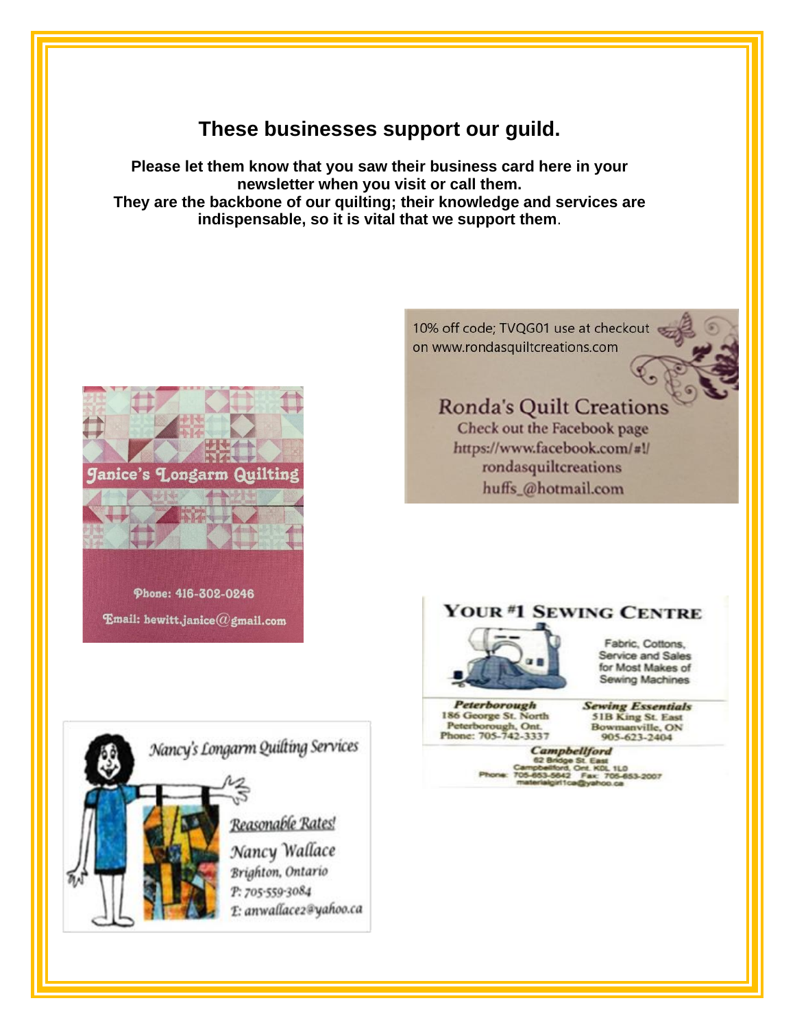## These businesses support our guild.

**Please let them know that you saw their business card here in your newsletter when you visit or call them.**
**They are the backbone of our quilting; their knowledge and services are indispensable, so it is vital that we support them**.

10% off code; TVQG01 use at checkout on www.rondasquiltcreations.com

Ronda's Quilt Creations
Check out the Facebook page
https://www.facebook.com/#!/rondasquiltcreations
huffs_@hotmail.com

Janice's Longarm Quilting

Phone: 416-302-0246
Email: hewitt.janice@gmail.com

YOUR #1 SEWING CENTRE

Fabric, Cottons, Service and Sales for Most Makes of Sewing Machines

**Peterborough**
186 George St. North
Peterborough, Ont.
Phone: 705-742-3337

**Sewing Essentials**
51B King St. East
Bowmanville, ON
905-623-2404

**Campbellford**
62 Bridge St. East
Campbellford, Ont. K0L 1L0
Phone: 705-653-5642 Fax: 705-653-2007
materialgirl1ca@yahoo.ca

Nancy's Longarm Quilting Services

Reasonable Rates!
Nancy Wallace
Brighton, Ontario
P: 705-559-3084
E: anwallace2@yahoo.ca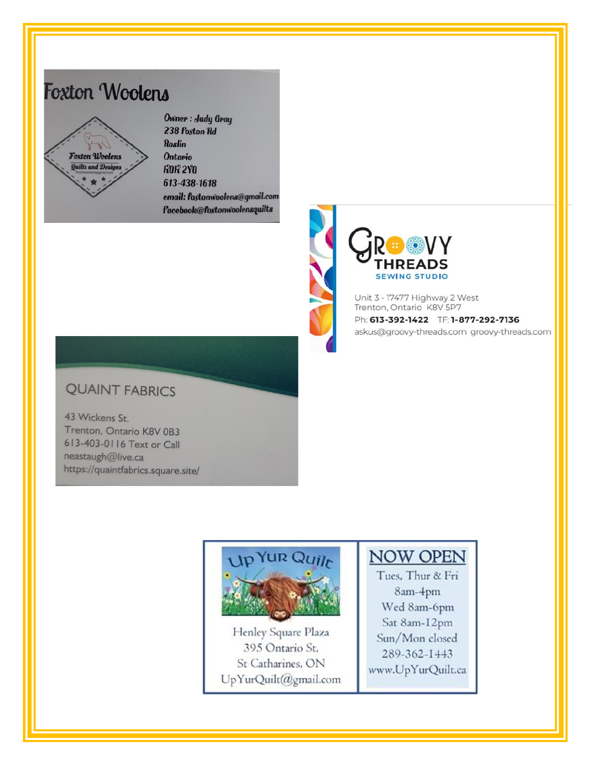## Foxton Woolens

Foxton Woolens
Quilts and Designs

Owner : Judy Gray
238 Foxton Rd
Roslin
Ontario
K0K 2Y0
613-438-1618
email: foxtonwoolens@gmail.com
Facebook@foxtonwoolensquilts

## Groovy Threads

SEWING STUDIO

Unit 3 - 17477 Highway 2 West
Trenton, Ontario K8V 5P7
Ph: **613-392-1422** TF: **1-877-292-7136**
askus@groovy-threads.com groovy-threads.com

## QUAINT FABRICS

43 Wickens St.
Trenton, Ontario K8V 0B3
613-403-0116 Text or Call
neastaugh@live.ca
https://quaintfabrics.square.site/

## Up Yur Quilt

Henley Square Plaza
395 Ontario St,
St Catharines, ON
UpYurQuilt@gmail.com

**NOW OPEN**

Tues, Thur & Fri
8am-4pm
Wed 8am-6pm
Sat 8am-12pm
Sun/Mon closed
289-362-1443
www.UpYurQuilt.ca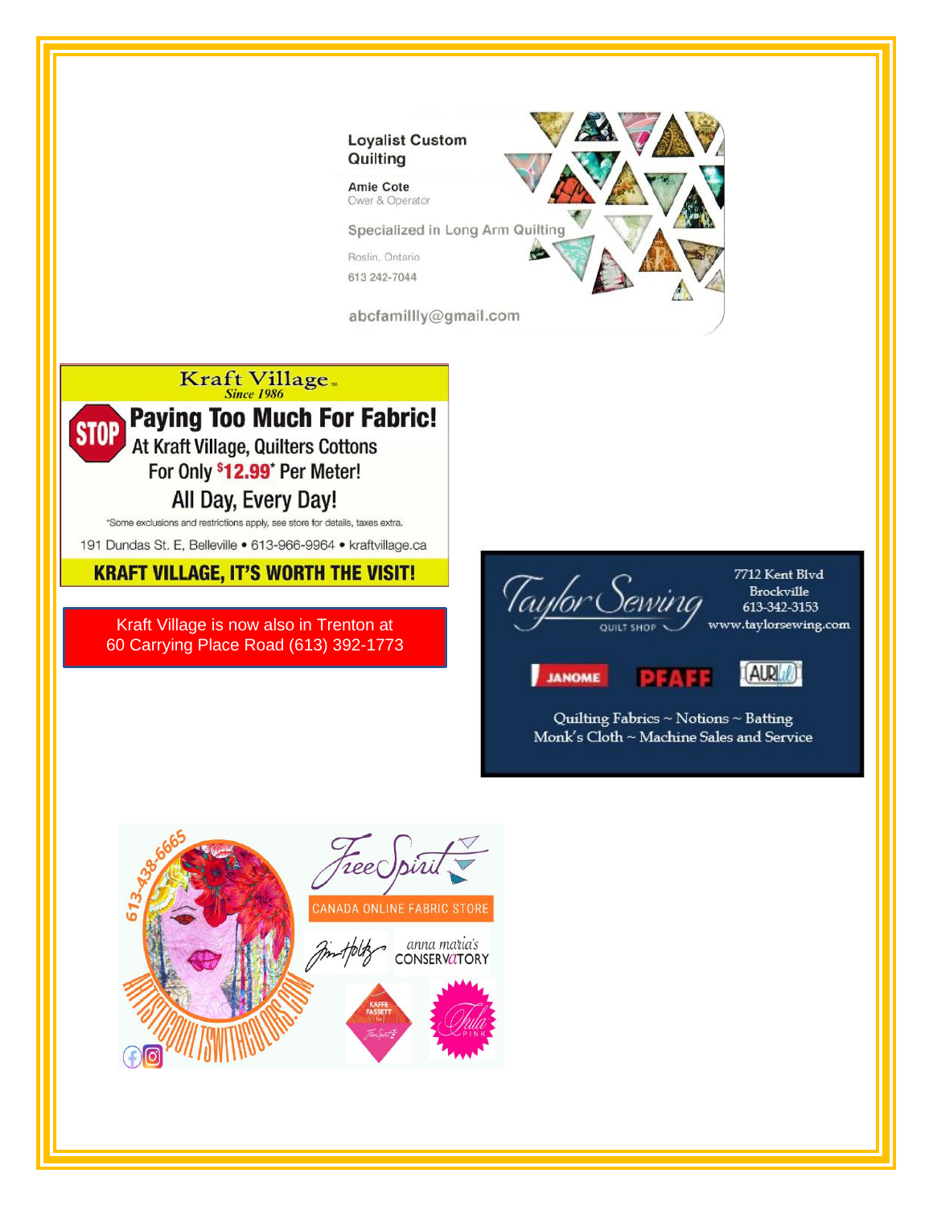**Loyalist Custom Quilting**

**Amie Cote**
Ower & Operator

Specialized in Long Arm Quilting

Roslin, Ontario

613 242-7044

abcfamillly@gmail.com

**Kraft Village**
*Since 1986*

**STOP Paying Too Much For Fabric!**

At Kraft Village, Quilters Cottons For Only $12.99* Per Meter!

All Day, Every Day!

*Some exclusions and restrictions apply, see store for details, taxes extra.

191 Dundas St. E, Belleville • 613-966-9964 • kraftvillage.ca

**KRAFT VILLAGE, IT'S WORTH THE VISIT!**

Kraft Village is now also in Trenton at
60 Carrying Place Road (613) 392-1773

*Taylor Sewing*
QUILT SHOP

7712 Kent Blvd
Brockville
613-342-3153
www.taylorsewing.com

JANOME PFAFF AURIFIL

Quilting Fabrics ~ Notions ~ Batting
Monk's Cloth ~ Machine Sales and Service

613-438-6665

ARTISTICQUILTSWITHCOLORS.COM

FreeSpirit

CANADA ONLINE FABRIC STORE

Tim Holtz anna maria's CONSERVATORY

KAFFE FASSETT for FreeSpirit

Tula PINK